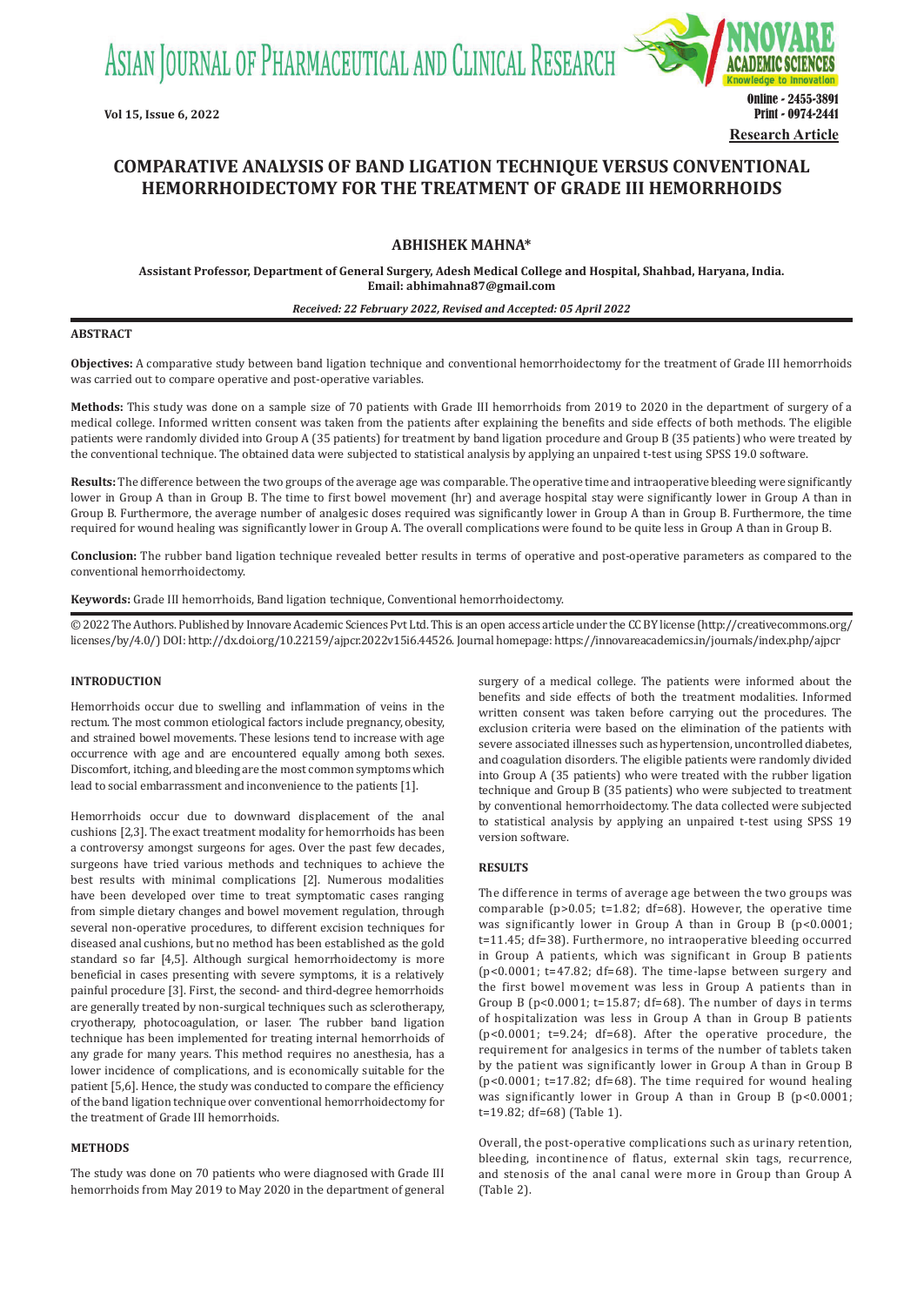# COMPARATIVE ANALYSIS OF BAND LIGATION TECHNIQUE VERSUS CONVENTIONAL HEMORRHOIDECTOMY FOR THE TREATMENT OF GRADE III HEMORRHOIDS

Research Article

**ABHISHEK MAHNA***

**Assistant Professor, Department of General Surgery, Adesh Medical College and Hospital, Shahbad, Haryana, India. Email: abhimahna87@gmail.com**

***Received: 22 February 2022, Revised and Accepted: 05 April 2022***

## ABSTRACT

**Objectives:** A comparative study between band ligation technique and conventional hemorrhoidectomy for the treatment of Grade III hemorrhoids was carried out to compare operative and post-operative variables.

**Methods:** This study was done on a sample size of 70 patients with Grade III hemorrhoids from 2019 to 2020 in the department of surgery of a medical college. Informed written consent was taken from the patients after explaining the benefits and side effects of both methods. The eligible patients were randomly divided into Group A (35 patients) for treatment by band ligation procedure and Group B (35 patients) who were treated by the conventional technique. The obtained data were subjected to statistical analysis by applying an unpaired t-test using SPSS 19.0 software.

**Results:** The difference between the two groups of the average age was comparable. The operative time and intraoperative bleeding were significantly lower in Group A than in Group B. The time to first bowel movement (hr) and average hospital stay were significantly lower in Group A than in Group B. Furthermore, the average number of analgesic doses required was significantly lower in Group A than in Group B. Furthermore, the time required for wound healing was significantly lower in Group A. The overall complications were found to be quite less in Group A than in Group B.

**Conclusion:** The rubber band ligation technique revealed better results in terms of operative and post-operative parameters as compared to the conventional hemorrhoidectomy.

**Keywords:** Grade III hemorrhoids, Band ligation technique, Conventional hemorrhoidectomy.

© 2022 The Authors. Published by Innovare Academic Sciences Pvt Ltd. This is an open access article under the CC BY license (http://creativecommons.org/licenses/by/4.0/) DOI: http://dx.doi.org/10.22159/ajpcr.2022v15i6.44526. Journal homepage: https://innovareacademics.in/journals/index.php/ajpcr

## INTRODUCTION

Hemorrhoids occur due to swelling and inflammation of veins in the rectum. The most common etiological factors include pregnancy, obesity, and strained bowel movements. These lesions tend to increase with age occurrence with age and are encountered equally among both sexes. Discomfort, itching, and bleeding are the most common symptoms which lead to social embarrassment and inconvenience to the patients [1].

Hemorrhoids occur due to downward displacement of the anal cushions [2,3]. The exact treatment modality for hemorrhoids has been a controversy amongst surgeons for ages. Over the past few decades, surgeons have tried various methods and techniques to achieve the best results with minimal complications [2]. Numerous modalities have been developed over time to treat symptomatic cases ranging from simple dietary changes and bowel movement regulation, through several non-operative procedures, to different excision techniques for diseased anal cushions, but no method has been established as the gold standard so far [4,5]. Although surgical hemorrhoidectomy is more beneficial in cases presenting with severe symptoms, it is a relatively painful procedure [3]. First, the second- and third-degree hemorrhoids are generally treated by non-surgical techniques such as sclerotherapy, cryotherapy, photocoagulation, or laser. The rubber band ligation technique has been implemented for treating internal hemorrhoids of any grade for many years. This method requires no anesthesia, has a lower incidence of complications, and is economically suitable for the patient [5,6]. Hence, the study was conducted to compare the efficiency of the band ligation technique over conventional hemorrhoidectomy for the treatment of Grade III hemorrhoids.

## METHODS

The study was done on 70 patients who were diagnosed with Grade III hemorrhoids from May 2019 to May 2020 in the department of general surgery of a medical college. The patients were informed about the benefits and side effects of both the treatment modalities. Informed written consent was taken before carrying out the procedures. The exclusion criteria were based on the elimination of the patients with severe associated illnesses such as hypertension, uncontrolled diabetes, and coagulation disorders. The eligible patients were randomly divided into Group A (35 patients) who were treated with the rubber ligation technique and Group B (35 patients) who were subjected to treatment by conventional hemorrhoidectomy. The data collected were subjected to statistical analysis by applying an unpaired t-test using SPSS 19 version software.

## RESULTS

The difference in terms of average age between the two groups was comparable ($p>0.05$; $t=1.82$; $df=68$). However, the operative time was significantly lower in Group A than in Group B ($p<0.0001$; $t=11.45$; $df=38$). Furthermore, no intraoperative bleeding occurred in Group A patients, which was significant in Group B patients ($p<0.0001$; $t=47.82$; $df=68$). The time-lapse between surgery and the first bowel movement was less in Group A patients than in Group B ($p<0.0001$; $t=15.87$; $df=68$). The number of days in terms of hospitalization was less in Group A than in Group B patients ($p<0.0001$; $t=9.24$; $df=68$). After the operative procedure, the requirement for analgesics in terms of the number of tablets taken by the patient was significantly lower in Group A than in Group B ($p<0.0001$; $t=17.82$; $df=68$). The time required for wound healing was significantly lower in Group A than in Group B ($p<0.0001$; $t=19.82$; $df=68$) (Table 1).

Overall, the post-operative complications such as urinary retention, bleeding, incontinence of flatus, external skin tags, recurrence, and stenosis of the anal canal were more in Group than Group A (Table 2).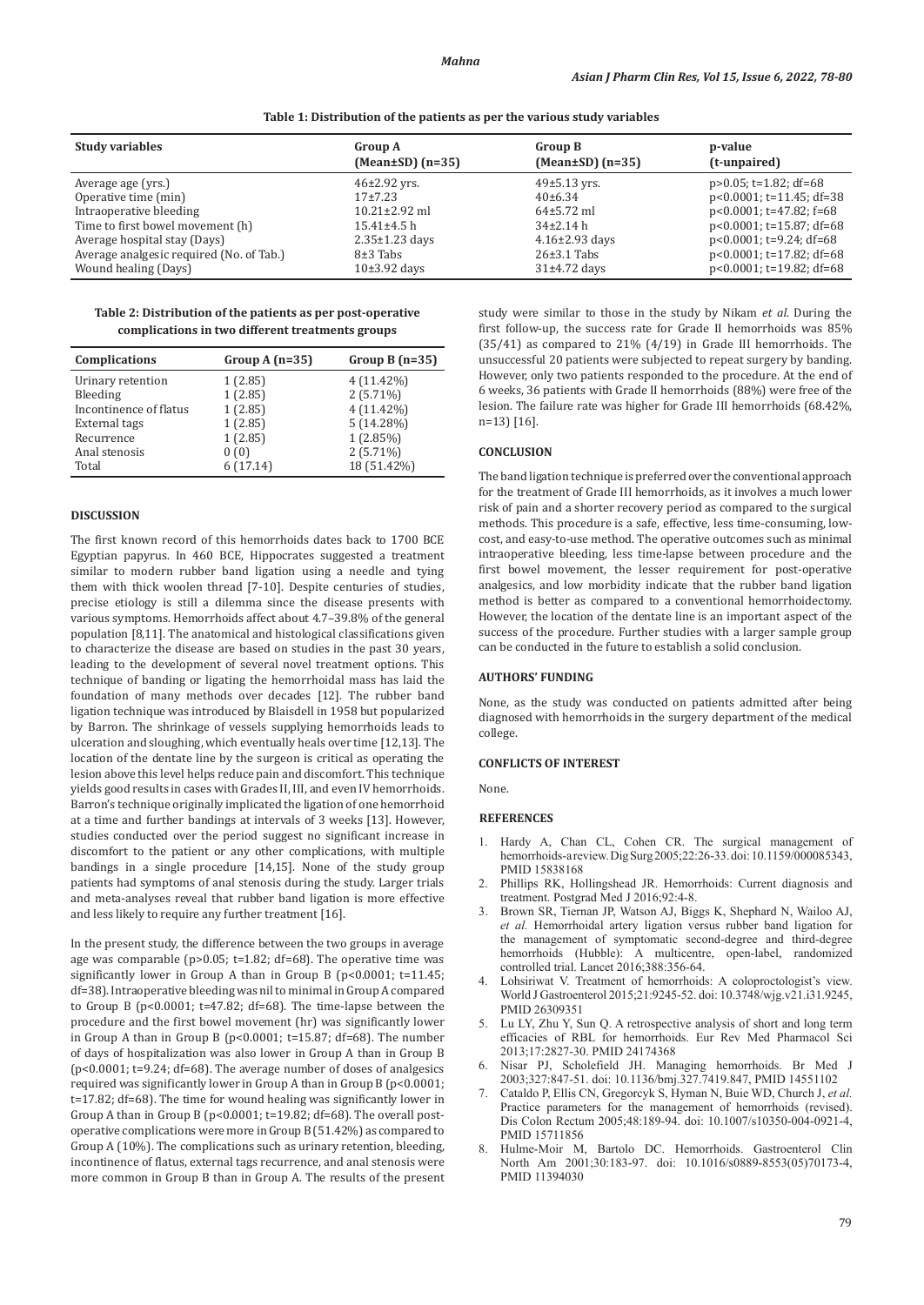**Table 1: Distribution of the patients as per the various study variables**

| Study variables | Group A (Mean±SD) (n=35) | Group B (Mean±SD) (n=35) | p-value (t-unpaired) |
|---|---|---|---|
| Average age (yrs.) | 46±2.92 yrs. | 49±5.13 yrs. | p>0.05; t=1.82; df=68 |
| Operative time (min) | 17±7.23 | 40±6.34 | p<0.0001; t=11.45; df=38 |
| Intraoperative bleeding | 10.21±2.92 ml | 64±5.72 ml | p<0.0001; t=47.82; f=68 |
| Time to first bowel movement (h) | 15.41±4.5 h | 34±2.14 h | p<0.0001; t=15.87; df=68 |
| Average hospital stay (Days) | 2.35±1.23 days | 4.16±2.93 days | p<0.0001; t=9.24; df=68 |
| Average analgesic required (No. of Tab.) | 8±3 Tabs | 26±3.1 Tabs | p<0.0001; t=17.82; df=68 |
| Wound healing (Days) | 10±3.92 days | 31±4.72 days | p<0.0001; t=19.82; df=68 |

**Table 2: Distribution of the patients as per post-operative complications in two different treatments groups**

| Complications | Group A (n=35) | Group B (n=35) |
|---|---|---|
| Urinary retention | 1 (2.85) | 4 (11.42%) |
| Bleeding | 1 (2.85) | 2 (5.71%) |
| Incontinence of flatus | 1 (2.85) | 4 (11.42%) |
| External tags | 1 (2.85) | 5 (14.28%) |
| Recurrence | 1 (2.85) | 1 (2.85%) |
| Anal stenosis | 0 (0) | 2 (5.71%) |
| Total | 6 (17.14) | 18 (51.42%) |

## DISCUSSION

The first known record of this hemorrhoids dates back to 1700 BCE Egyptian papyrus. In 460 BCE, Hippocrates suggested a treatment similar to modern rubber band ligation using a needle and tying them with thick woolen thread [7-10]. Despite centuries of studies, precise etiology is still a dilemma since the disease presents with various symptoms. Hemorrhoids affect about 4.7–39.8% of the general population [8,11]. The anatomical and histological classifications given to characterize the disease are based on studies in the past 30 years, leading to the development of several novel treatment options. This technique of banding or ligating the hemorrhoidal mass has laid the foundation of many methods over decades [12]. The rubber band ligation technique was introduced by Blaisdell in 1958 but popularized by Barron. The shrinkage of vessels supplying hemorrhoids leads to ulceration and sloughing, which eventually heals over time [12,13]. The location of the dentate line by the surgeon is critical as operating the lesion above this level helps reduce pain and discomfort. This technique yields good results in cases with Grades II, III, and even IV hemorrhoids. Barron's technique originally implicated the ligation of one hemorrhoid at a time and further bandings at intervals of 3 weeks [13]. However, studies conducted over the period suggest no significant increase in discomfort to the patient or any other complications, with multiple bandings in a single procedure [14,15]. None of the study group patients had symptoms of anal stenosis during the study. Larger trials and meta-analyses reveal that rubber band ligation is more effective and less likely to require any further treatment [16].

In the present study, the difference between the two groups in average age was comparable (p>0.05; t=1.82; df=68). The operative time was significantly lower in Group A than in Group B (p<0.0001; t=11.45; df=38). Intraoperative bleeding was nil to minimal in Group A compared to Group B (p<0.0001; t=47.82; df=68). The time-lapse between the procedure and the first bowel movement (hr) was significantly lower in Group A than in Group B (p<0.0001; t=15.87; df=68). The number of days of hospitalization was also lower in Group A than in Group B (p<0.0001; t=9.24; df=68). The average number of doses of analgesics required was significantly lower in Group A than in Group B (p<0.0001; t=17.82; df=68). The time for wound healing was significantly lower in Group A than in Group B (p<0.0001; t=19.82; df=68). The overall post-operative complications were more in Group B (51.42%) as compared to Group A (10%). The complications such as urinary retention, bleeding, incontinence of flatus, external tags recurrence, and anal stenosis were more common in Group B than in Group A. The results of the present study were similar to those in the study by Nikam *et al*. During the first follow-up, the success rate for Grade II hemorrhoids was 85% (35/41) as compared to 21% (4/19) in Grade III hemorrhoids. The unsuccessful 20 patients were subjected to repeat surgery by banding. However, only two patients responded to the procedure. At the end of 6 weeks, 36 patients with Grade II hemorrhoids (88%) were free of the lesion. The failure rate was higher for Grade III hemorrhoids (68.42%, n=13) [16].

## CONCLUSION

The band ligation technique is preferred over the conventional approach for the treatment of Grade III hemorrhoids, as it involves a much lower risk of pain and a shorter recovery period as compared to the surgical methods. This procedure is a safe, effective, less time-consuming, low-cost, and easy-to-use method. The operative outcomes such as minimal intraoperative bleeding, less time-lapse between procedure and the first bowel movement, the lesser requirement for post-operative analgesics, and low morbidity indicate that the rubber band ligation method is better as compared to a conventional hemorrhoidectomy. However, the location of the dentate line is an important aspect of the success of the procedure. Further studies with a larger sample group can be conducted in the future to establish a solid conclusion.

## AUTHORS' FUNDING

None, as the study was conducted on patients admitted after being diagnosed with hemorrhoids in the surgery department of the medical college.

## CONFLICTS OF INTEREST

None.

## REFERENCES

1. Hardy A, Chan CL, Cohen CR. The surgical management of hemorrhoids-a review. Dig Surg 2005;22:26-33. doi: 10.1159/000085343, PMID 15838168
2. Phillips RK, Hollingshead JR. Hemorrhoids: Current diagnosis and treatment. Postgrad Med J 2016;92:4-8.
3. Brown SR, Tiernan JP, Watson AJ, Biggs K, Shephard N, Wailoo AJ, *et al.* Hemorrhoidal artery ligation versus rubber band ligation for the management of symptomatic second-degree and third-degree hemorrhoids (Hubble): A multicentre, open-label, randomized controlled trial. Lancet 2016;388:356-64.
4. Lohsiriwat V. Treatment of hemorrhoids: A coloproctologist's view. World J Gastroenterol 2015;21:9245-52. doi: 10.3748/wjg.v21.i31.9245, PMID 26309351
5. Lu LY, Zhu Y, Sun Q. A retrospective analysis of short and long term efficacies of RBL for hemorrhoids. Eur Rev Med Pharmacol Sci 2013;17:2827-30. PMID 24174368
6. Nisar PJ, Scholefield JH. Managing hemorrhoids. Br Med J 2003;327:847-51. doi: 10.1136/bmj.327.7419.847, PMID 14551102
7. Cataldo P, Ellis CN, Gregorcyk S, Hyman N, Buie WD, Church J, *et al.* Practice parameters for the management of hemorrhoids (revised). Dis Colon Rectum 2005;48:189-94. doi: 10.1007/s10350-004-0921-4, PMID 15711856
8. Hulme-Moir M, Bartolo DC. Hemorrhoids. Gastroenterol Clin North Am 2001;30:183-97. doi: 10.1016/s0889-8553(05)70173-4, PMID 11394030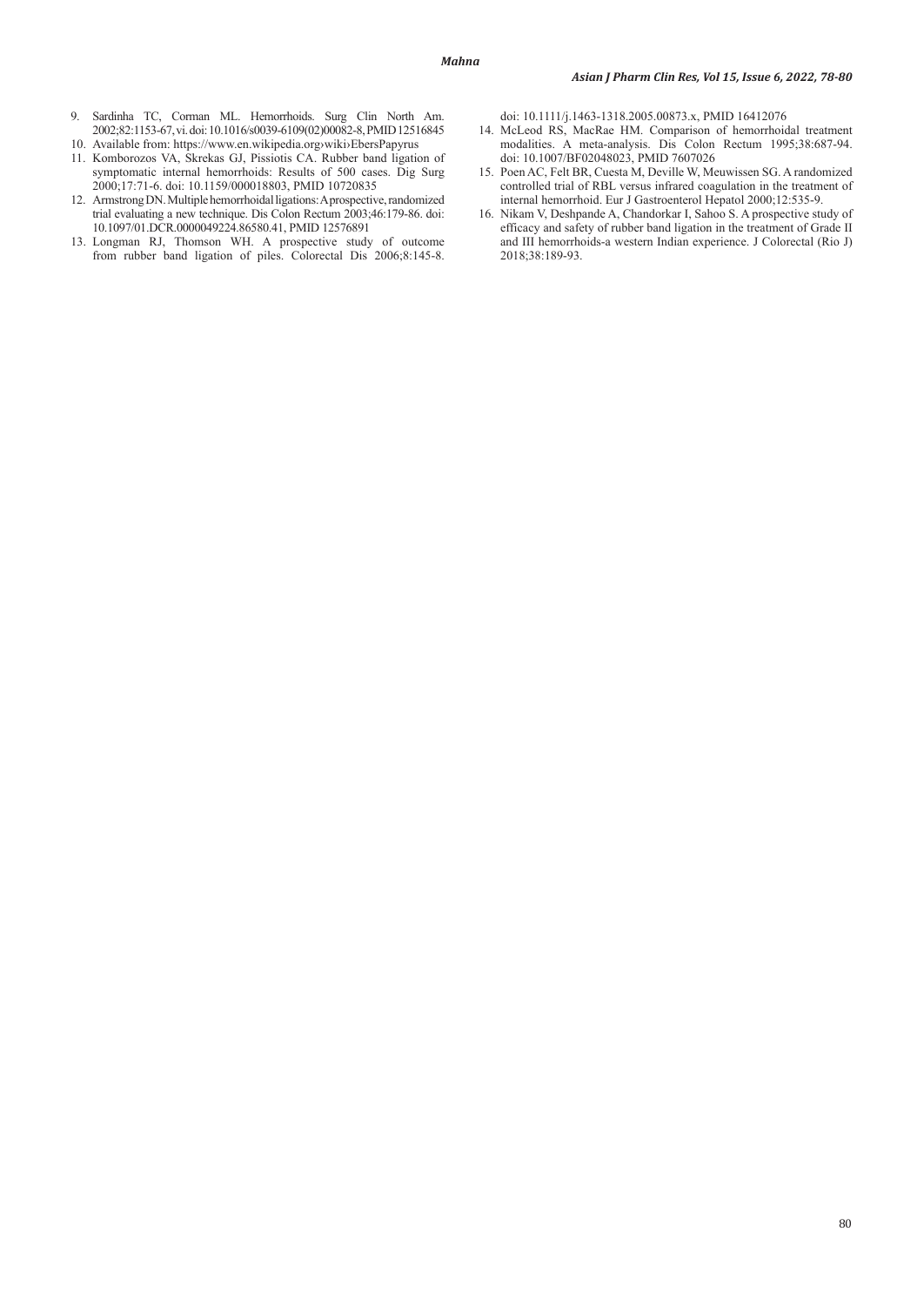9. Sardinha TC, Corman ML. Hemorrhoids. Surg Clin North Am. 2002;82:1153-67, vi. doi: 10.1016/s0039-6109(02)00082-8, PMID 12516845
10. Available from: https://www.en.wikipedia.org›wiki›EbersPapyrus
11. Komborozos VA, Skrekas GJ, Pissiotis CA. Rubber band ligation of symptomatic internal hemorrhoids: Results of 500 cases. Dig Surg 2000;17:71-6. doi: 10.1159/000018803, PMID 10720835
12. Armstrong DN. Multiple hemorrhoidal ligations: A prospective, randomized trial evaluating a new technique. Dis Colon Rectum 2003;46:179-86. doi: 10.1097/01.DCR.0000049224.86580.41, PMID 12576891
13. Longman RJ, Thomson WH. A prospective study of outcome from rubber band ligation of piles. Colorectal Dis 2006;8:145-8. doi: 10.1111/j.1463-1318.2005.00873.x, PMID 16412076
14. McLeod RS, MacRae HM. Comparison of hemorrhoidal treatment modalities. A meta-analysis. Dis Colon Rectum 1995;38:687-94. doi: 10.1007/BF02048023, PMID 7607026
15. Poen AC, Felt BR, Cuesta M, Deville W, Meuwissen SG. A randomized controlled trial of RBL versus infrared coagulation in the treatment of internal hemorrhoid. Eur J Gastroenterol Hepatol 2000;12:535-9.
16. Nikam V, Deshpande A, Chandorkar I, Sahoo S. A prospective study of efficacy and safety of rubber band ligation in the treatment of Grade II and III hemorrhoids-a western Indian experience. J Colorectal (Rio J) 2018;38:189-93.